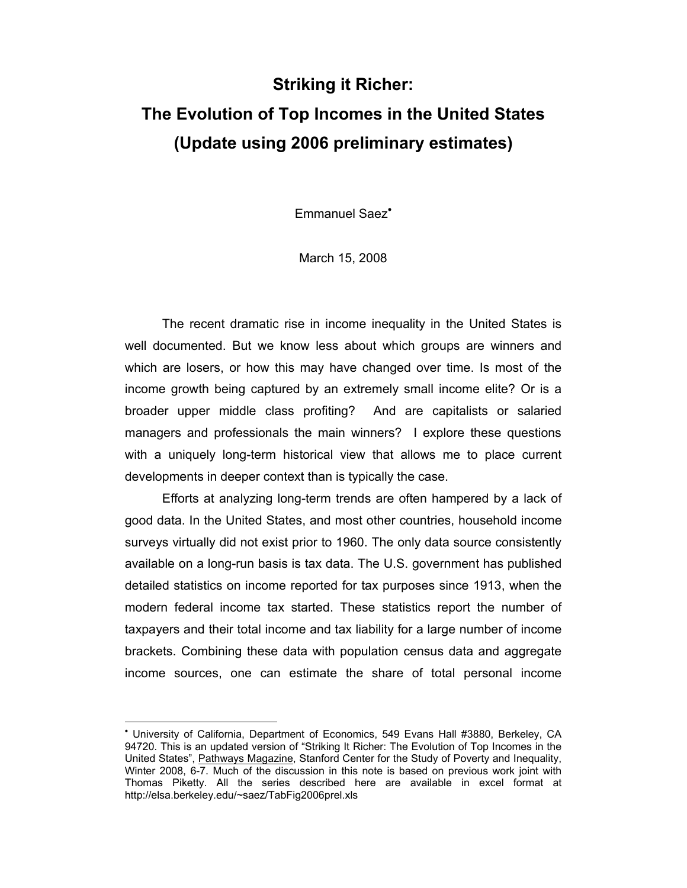# Striking it Richer:
# The Evolution of Top Incomes in the United States
# (Update using 2006 preliminary estimates)

Emmanuel Saez[•]

March 15, 2008

The recent dramatic rise in income inequality in the United States is well documented. But we know less about which groups are winners and which are losers, or how this may have changed over time. Is most of the income growth being captured by an extremely small income elite? Or is a broader upper middle class profiting? And are capitalists or salaried managers and professionals the main winners? I explore these questions with a uniquely long-term historical view that allows me to place current developments in deeper context than is typically the case.

Efforts at analyzing long-term trends are often hampered by a lack of good data. In the United States, and most other countries, household income surveys virtually did not exist prior to 1960. The only data source consistently available on a long-run basis is tax data. The U.S. government has published detailed statistics on income reported for tax purposes since 1913, when the modern federal income tax started. These statistics report the number of taxpayers and their total income and tax liability for a large number of income brackets. Combining these data with population census data and aggregate income sources, one can estimate the share of total personal income

---

[•] University of California, Department of Economics, 549 Evans Hall #3880, Berkeley, CA 94720. This is an updated version of "Striking It Richer: The Evolution of Top Incomes in the United States", Pathways Magazine, Stanford Center for the Study of Poverty and Inequality, Winter 2008, 6-7. Much of the discussion in this note is based on previous work joint with Thomas Piketty. All the series described here are available in excel format at http://elsa.berkeley.edu/~saez/TabFig2006prel.xls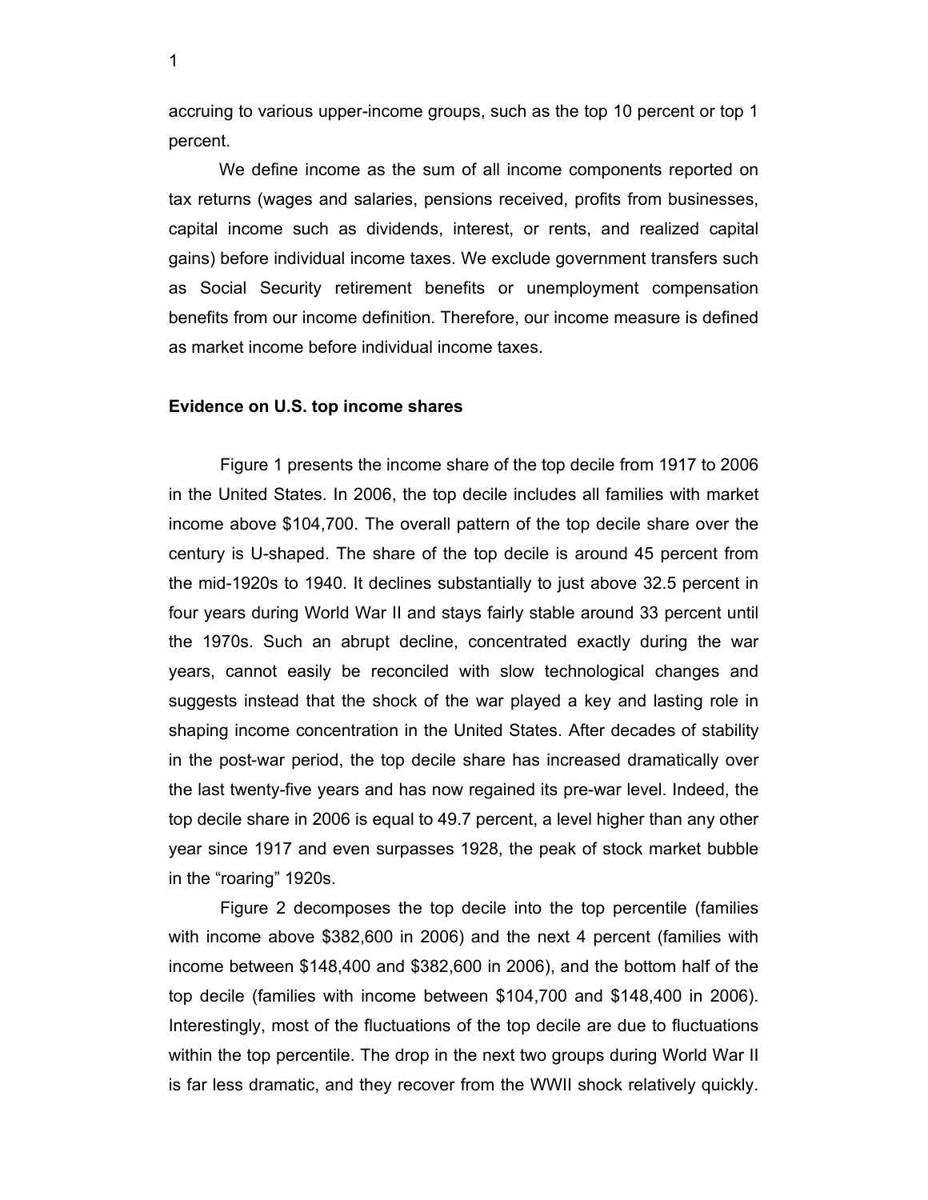accruing to various upper-income groups, such as the top 10 percent or top 1 percent.

We define income as the sum of all income components reported on tax returns (wages and salaries, pensions received, profits from businesses, capital income such as dividends, interest, or rents, and realized capital gains) before individual income taxes. We exclude government transfers such as Social Security retirement benefits or unemployment compensation benefits from our income definition. Therefore, our income measure is defined as market income before individual income taxes.

**Evidence on U.S. top income shares**

Figure 1 presents the income share of the top decile from 1917 to 2006 in the United States. In 2006, the top decile includes all families with market income above $104,700. The overall pattern of the top decile share over the century is U-shaped. The share of the top decile is around 45 percent from the mid-1920s to 1940. It declines substantially to just above 32.5 percent in four years during World War II and stays fairly stable around 33 percent until the 1970s. Such an abrupt decline, concentrated exactly during the war years, cannot easily be reconciled with slow technological changes and suggests instead that the shock of the war played a key and lasting role in shaping income concentration in the United States. After decades of stability in the post-war period, the top decile share has increased dramatically over the last twenty-five years and has now regained its pre-war level. Indeed, the top decile share in 2006 is equal to 49.7 percent, a level higher than any other year since 1917 and even surpasses 1928, the peak of stock market bubble in the "roaring" 1920s.

Figure 2 decomposes the top decile into the top percentile (families with income above $382,600 in 2006) and the next 4 percent (families with income between $148,400 and $382,600 in 2006), and the bottom half of the top decile (families with income between $104,700 and $148,400 in 2006). Interestingly, most of the fluctuations of the top decile are due to fluctuations within the top percentile. The drop in the next two groups during World War II is far less dramatic, and they recover from the WWII shock relatively quickly.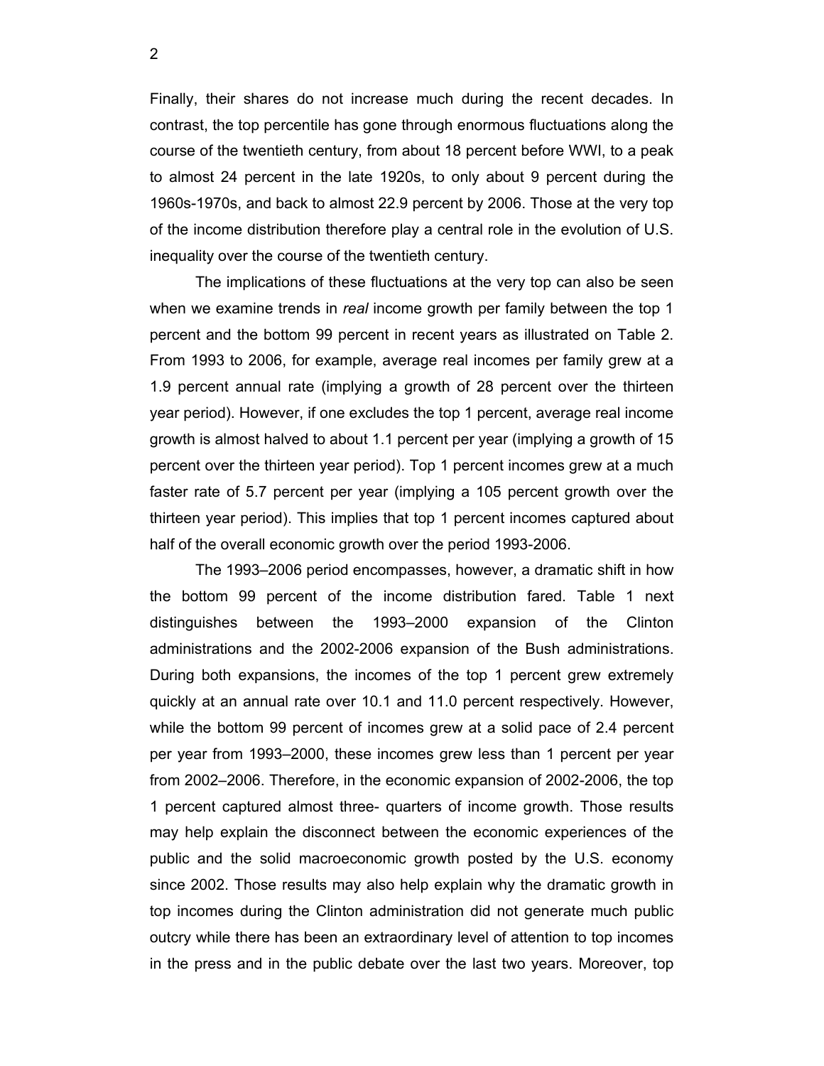Finally, their shares do not increase much during the recent decades. In contrast, the top percentile has gone through enormous fluctuations along the course of the twentieth century, from about 18 percent before WWI, to a peak to almost 24 percent in the late 1920s, to only about 9 percent during the 1960s-1970s, and back to almost 22.9 percent by 2006. Those at the very top of the income distribution therefore play a central role in the evolution of U.S. inequality over the course of the twentieth century.

The implications of these fluctuations at the very top can also be seen when we examine trends in *real* income growth per family between the top 1 percent and the bottom 99 percent in recent years as illustrated on Table 2. From 1993 to 2006, for example, average real incomes per family grew at a 1.9 percent annual rate (implying a growth of 28 percent over the thirteen year period). However, if one excludes the top 1 percent, average real income growth is almost halved to about 1.1 percent per year (implying a growth of 15 percent over the thirteen year period). Top 1 percent incomes grew at a much faster rate of 5.7 percent per year (implying a 105 percent growth over the thirteen year period). This implies that top 1 percent incomes captured about half of the overall economic growth over the period 1993-2006.

The 1993–2006 period encompasses, however, a dramatic shift in how the bottom 99 percent of the income distribution fared. Table 1 next distinguishes between the 1993–2000 expansion of the Clinton administrations and the 2002-2006 expansion of the Bush administrations. During both expansions, the incomes of the top 1 percent grew extremely quickly at an annual rate over 10.1 and 11.0 percent respectively. However, while the bottom 99 percent of incomes grew at a solid pace of 2.4 percent per year from 1993–2000, these incomes grew less than 1 percent per year from 2002–2006. Therefore, in the economic expansion of 2002-2006, the top 1 percent captured almost three- quarters of income growth. Those results may help explain the disconnect between the economic experiences of the public and the solid macroeconomic growth posted by the U.S. economy since 2002. Those results may also help explain why the dramatic growth in top incomes during the Clinton administration did not generate much public outcry while there has been an extraordinary level of attention to top incomes in the press and in the public debate over the last two years. Moreover, top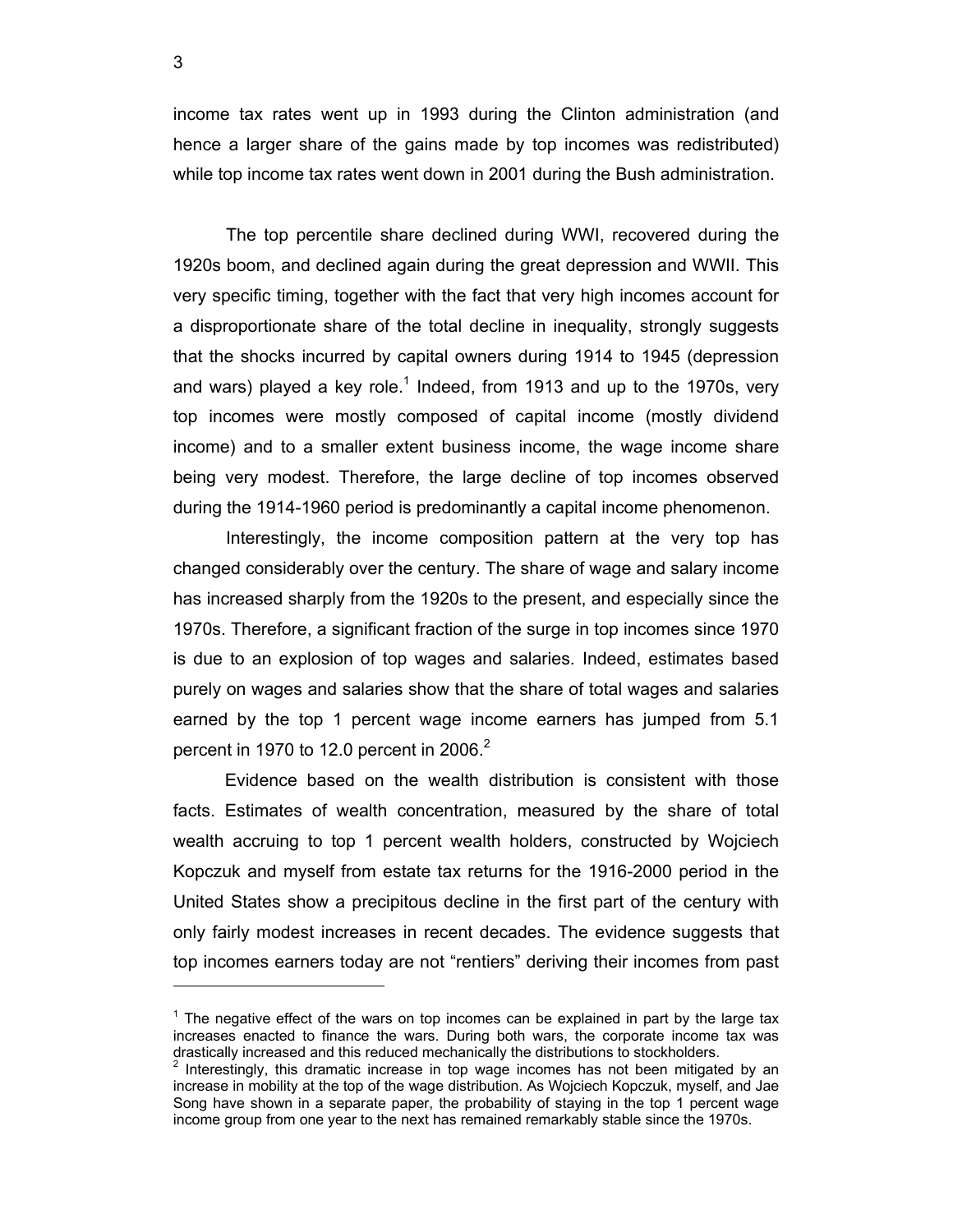income tax rates went up in 1993 during the Clinton administration (and hence a larger share of the gains made by top incomes was redistributed) while top income tax rates went down in 2001 during the Bush administration.

The top percentile share declined during WWI, recovered during the 1920s boom, and declined again during the great depression and WWII. This very specific timing, together with the fact that very high incomes account for a disproportionate share of the total decline in inequality, strongly suggests that the shocks incurred by capital owners during 1914 to 1945 (depression and wars) played a key role.[1] Indeed, from 1913 and up to the 1970s, very top incomes were mostly composed of capital income (mostly dividend income) and to a smaller extent business income, the wage income share being very modest. Therefore, the large decline of top incomes observed during the 1914-1960 period is predominantly a capital income phenomenon.

Interestingly, the income composition pattern at the very top has changed considerably over the century. The share of wage and salary income has increased sharply from the 1920s to the present, and especially since the 1970s. Therefore, a significant fraction of the surge in top incomes since 1970 is due to an explosion of top wages and salaries. Indeed, estimates based purely on wages and salaries show that the share of total wages and salaries earned by the top 1 percent wage income earners has jumped from 5.1 percent in 1970 to 12.0 percent in 2006.[2]

Evidence based on the wealth distribution is consistent with those facts. Estimates of wealth concentration, measured by the share of total wealth accruing to top 1 percent wealth holders, constructed by Wojciech Kopczuk and myself from estate tax returns for the 1916-2000 period in the United States show a precipitous decline in the first part of the century with only fairly modest increases in recent decades. The evidence suggests that top incomes earners today are not "rentiers" deriving their incomes from past

---

[1] The negative effect of the wars on top incomes can be explained in part by the large tax increases enacted to finance the wars. During both wars, the corporate income tax was drastically increased and this reduced mechanically the distributions to stockholders.

[2] Interestingly, this dramatic increase in top wage incomes has not been mitigated by an increase in mobility at the top of the wage distribution. As Wojciech Kopczuk, myself, and Jae Song have shown in a separate paper, the probability of staying in the top 1 percent wage income group from one year to the next has remained remarkably stable since the 1970s.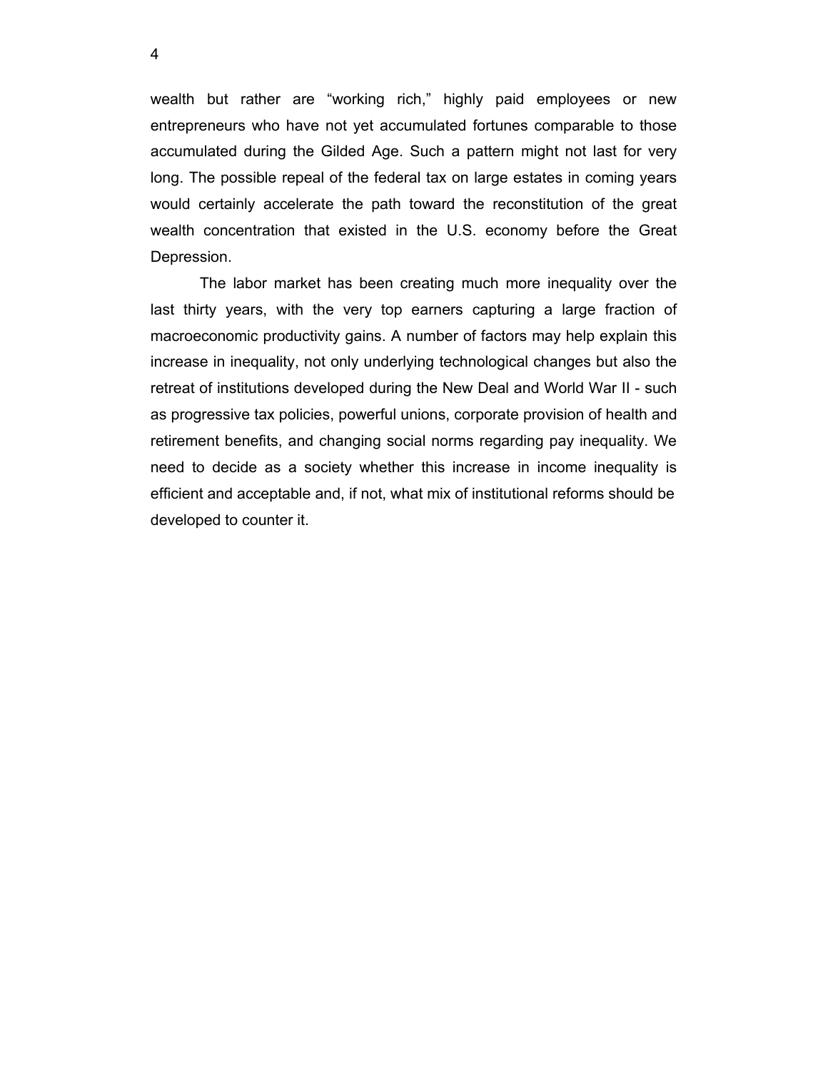wealth but rather are “working rich,” highly paid employees or new entrepreneurs who have not yet accumulated fortunes comparable to those accumulated during the Gilded Age. Such a pattern might not last for very long. The possible repeal of the federal tax on large estates in coming years would certainly accelerate the path toward the reconstitution of the great wealth concentration that existed in the U.S. economy before the Great Depression.

The labor market has been creating much more inequality over the last thirty years, with the very top earners capturing a large fraction of macroeconomic productivity gains. A number of factors may help explain this increase in inequality, not only underlying technological changes but also the retreat of institutions developed during the New Deal and World War II - such as progressive tax policies, powerful unions, corporate provision of health and retirement benefits, and changing social norms regarding pay inequality. We need to decide as a society whether this increase in income inequality is efficient and acceptable and, if not, what mix of institutional reforms should be developed to counter it.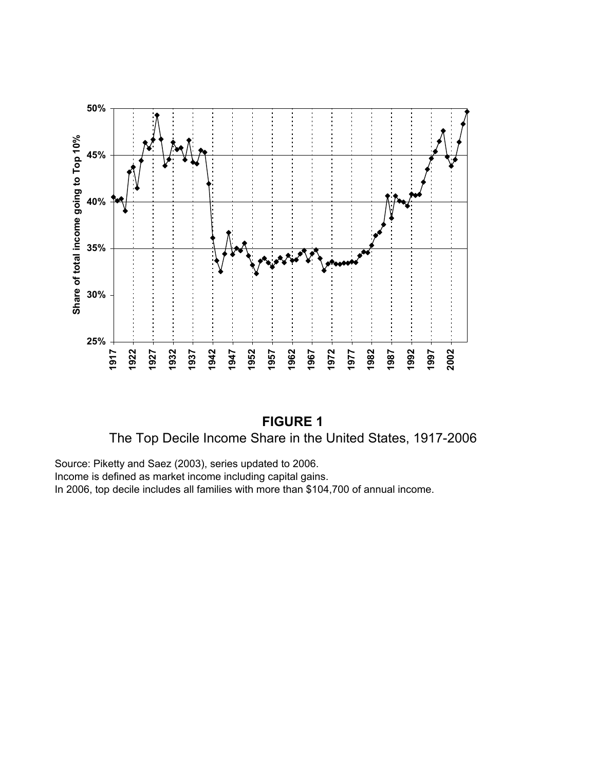**FIGURE 1**

The Top Decile Income Share in the United States, 1917-2006

Source: Piketty and Saez (2003), series updated to 2006.
Income is defined as market income including capital gains.
In 2006, top decile includes all families with more than $104,700 of annual income.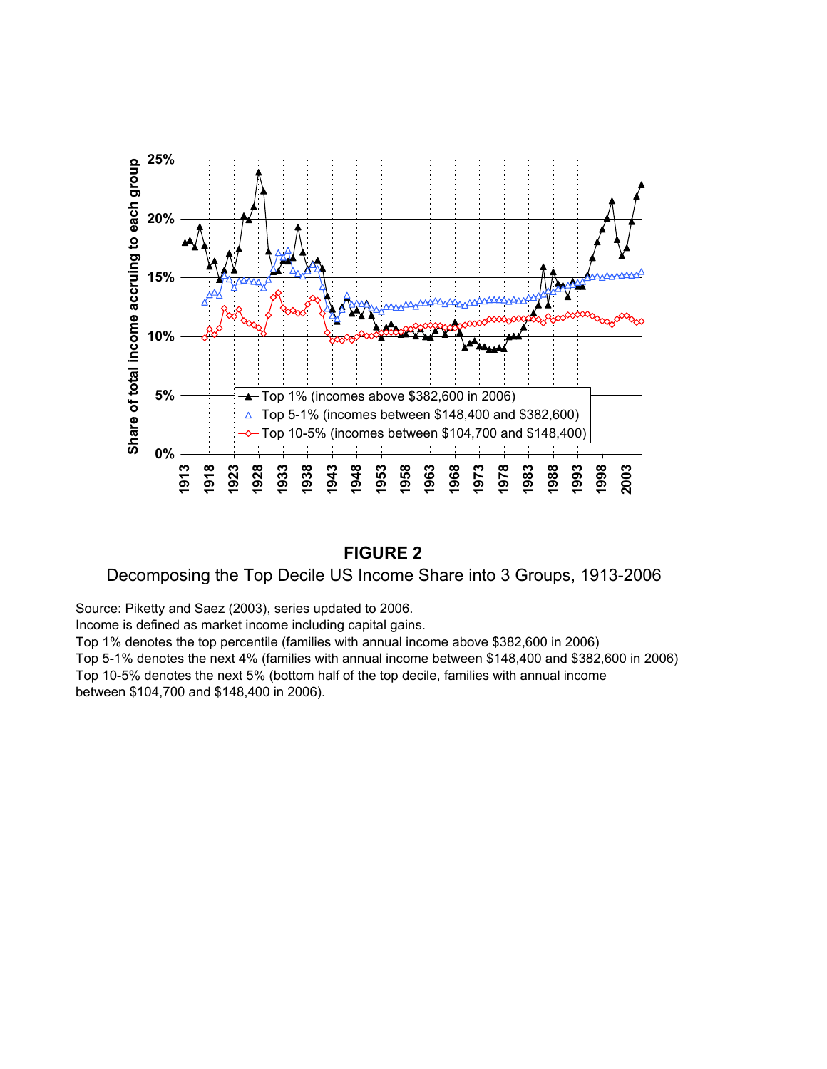**FIGURE 2**

Decomposing the Top Decile US Income Share into 3 Groups, 1913-2006

Source: Piketty and Saez (2003), series updated to 2006.
Income is defined as market income including capital gains.
Top 1% denotes the top percentile (families with annual income above $382,600 in 2006)
Top 5-1% denotes the next 4% (families with annual income between $148,400 and $382,600 in 2006)
Top 10-5% denotes the next 5% (bottom half of the top decile, families with annual income between $104,700 and $148,400 in 2006).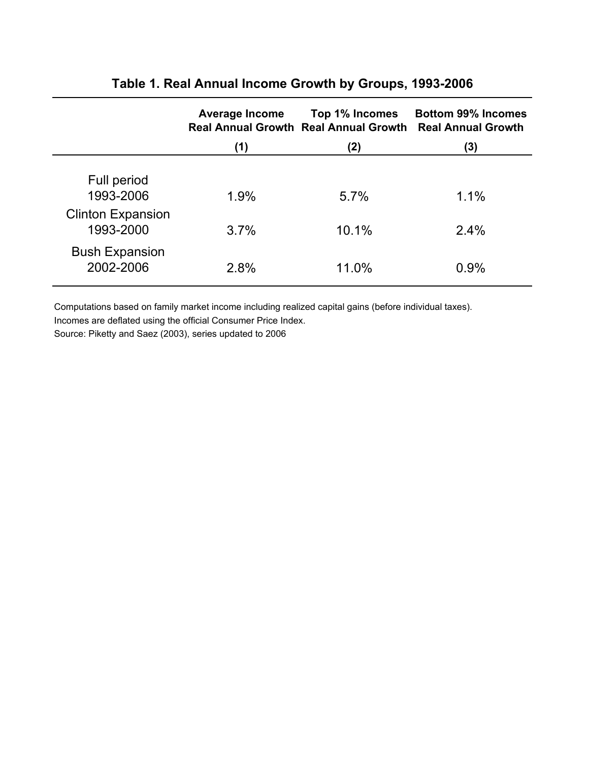## Table 1. Real Annual Income Growth by Groups, 1993-2006

| | Average Income Real Annual Growth | Top 1% Incomes Real Annual Growth | Bottom 99% Incomes Real Annual Growth |
|---|---|---|---|
| | (1) | (2) | (3) |
| Full period 1993-2006 | 1.9% | 5.7% | 1.1% |
| Clinton Expansion 1993-2000 | 3.7% | 10.1% | 2.4% |
| Bush Expansion 2002-2006 | 2.8% | 11.0% | 0.9% |

Computations based on family market income including realized capital gains (before individual taxes).
Incomes are deflated using the official Consumer Price Index.
Source: Piketty and Saez (2003), series updated to 2006